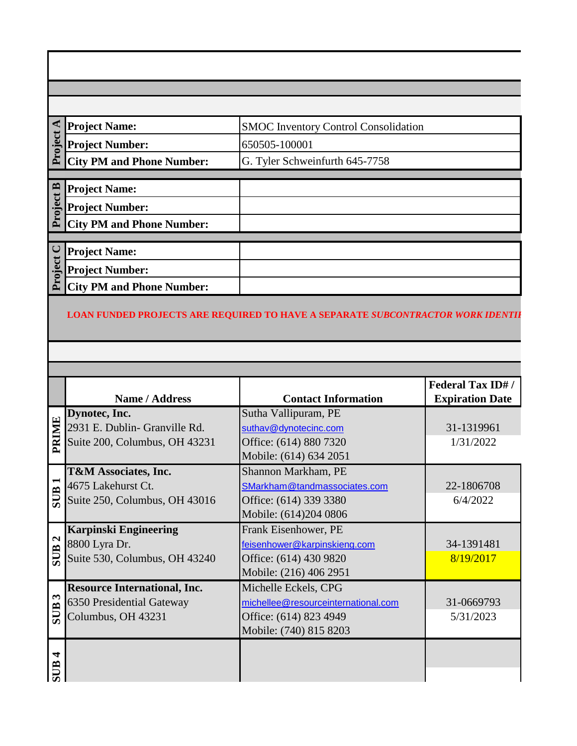| | | |
|---|---|---|
| **Project A** | **Project Name:** | SMOC Inventory Control Consolidation |
| | **Project Number:** | 650505-100001 |
| | **City PM and Phone Number:** | G. Tyler Schweinfurth 645-7758 |
| **Project B** | **Project Name:** | |
| | **Project Number:** | |
| | **City PM and Phone Number:** | |
| **Project C** | **Project Name:** | |
| | **Project Number:** | |
| | **City PM and Phone Number:** | |

**LOAN FUNDED PROJECTS ARE REQUIRED TO HAVE A SEPARATE *SUBCONTRACTOR WORK IDENTI***

| | Name / Address | Contact Information | Federal Tax ID# / Expiration Date |
|---|---|---|---|
| **PRIME** | **Dynotec, Inc.**<br>2931 E. Dublin- Granville Rd.<br>Suite 200, Columbus, OH 43231 | Sutha Vallipuram, PE<br>suthav@dynotecinc.com<br>Office: (614) 880 7320<br>Mobile: (614) 634 2051 | 31-1319961<br>1/31/2022 |
| **SUB 1** | **T&M Associates, Inc.**<br>4675 Lakehurst Ct.<br>Suite 250, Columbus, OH 43016 | Shannon Markham, PE<br>SMarkham@tandmassociates.com<br>Office: (614) 339 3380<br>Mobile: (614)204 0806 | 22-1806708<br>6/4/2022 |
| **SUB 2** | **Karpinski Engineering**<br>8800 Lyra Dr.<br>Suite 530, Columbus, OH 43240 | Frank Eisenhower, PE<br>feisenhower@karpinskieng.com<br>Office: (614) 430 9820<br>Mobile: (216) 406 2951 | 34-1391481<br>8/19/2017 |
| **SUB 3** | **Resource International, Inc.**<br>6350 Presidential Gateway<br>Columbus, OH 43231 | Michelle Eckels, CPG<br>michellee@resourceinternational.com<br>Office: (614) 823 4949<br>Mobile: (740) 815 8203 | 31-0669793<br>5/31/2023 |
| **SUB 4** | | | |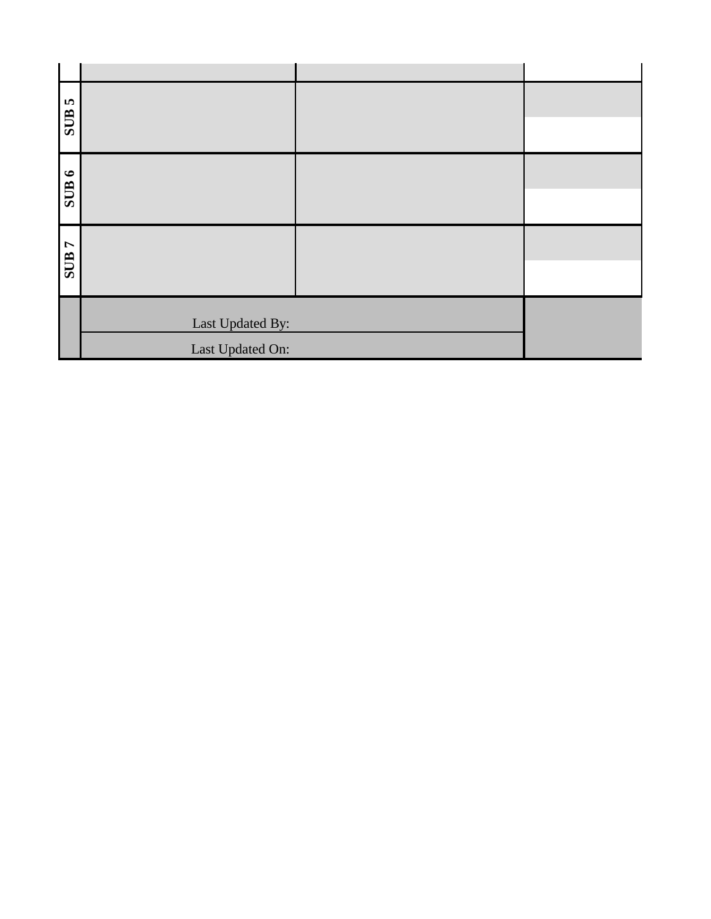| | | | |
|---|---|---|---|
| | | | |
| SUB 5 | | | |
| SUB 6 | | | |
| SUB 7 | | | |
| | Last Updated By: | | |
| | Last Updated On: | | |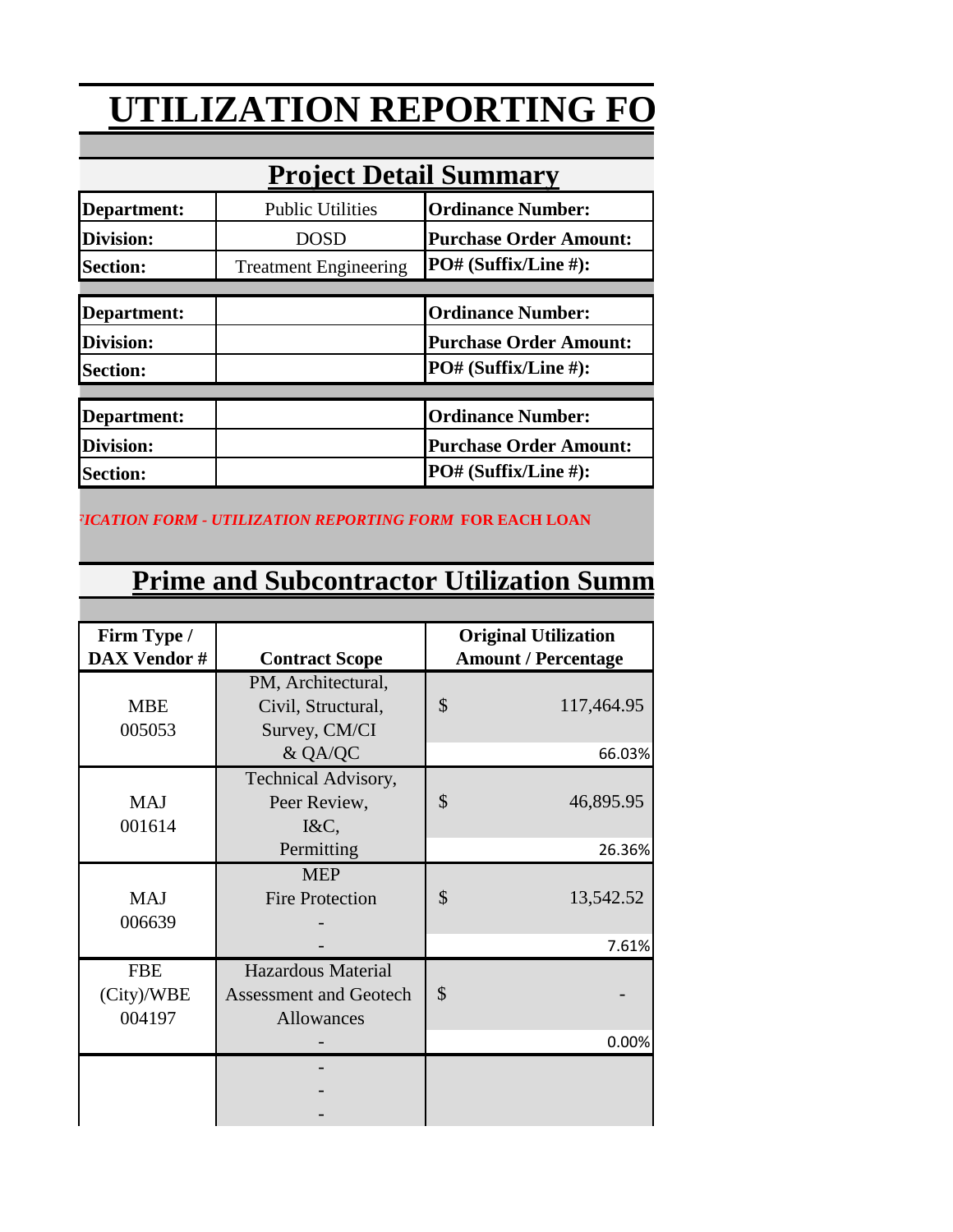# UTILIZATION REPORTING FO

## Project Detail Summary

| | | | |
|---|---|---|---|
| **Department:** | Public Utilities | **Ordinance Number:** | |
| **Division:** | DOSD | **Purchase Order Amount:** | |
| **Section:** | Treatment Engineering | **PO# (Suffix/Line #):** | |

| | | | |
|---|---|---|---|
| **Department:** | | **Ordinance Number:** | |
| **Division:** | | **Purchase Order Amount:** | |
| **Section:** | | **PO# (Suffix/Line #):** | |

| | | | |
|---|---|---|---|
| **Department:** | | **Ordinance Number:** | |
| **Division:** | | **Purchase Order Amount:** | |
| **Section:** | | **PO# (Suffix/Line #):** | |

*ICATION FORM - UTILIZATION REPORTING FORM* **FOR EACH LOAN**

## Prime and Subcontractor Utilization Summ

| Firm Type / DAX Vendor # | Contract Scope | Original Utilization Amount / Percentage |
|---|---|---|
| MBE 005053 | PM, Architectural, Civil, Structural, Survey, CM/CI & QA/QC | $ 117,464.95<br>66.03% |
| MAJ 001614 | Technical Advisory, Peer Review, I&C, Permitting | $ 46,895.95<br>26.36% |
| MAJ 006639 | MEP Fire Protection - - | $ 13,542.52<br>7.61% |
| FBE (City)/WBE 004197 | Hazardous Material Assessment and Geotech Allowances - | $ -<br>0.00% |
| | - - - | |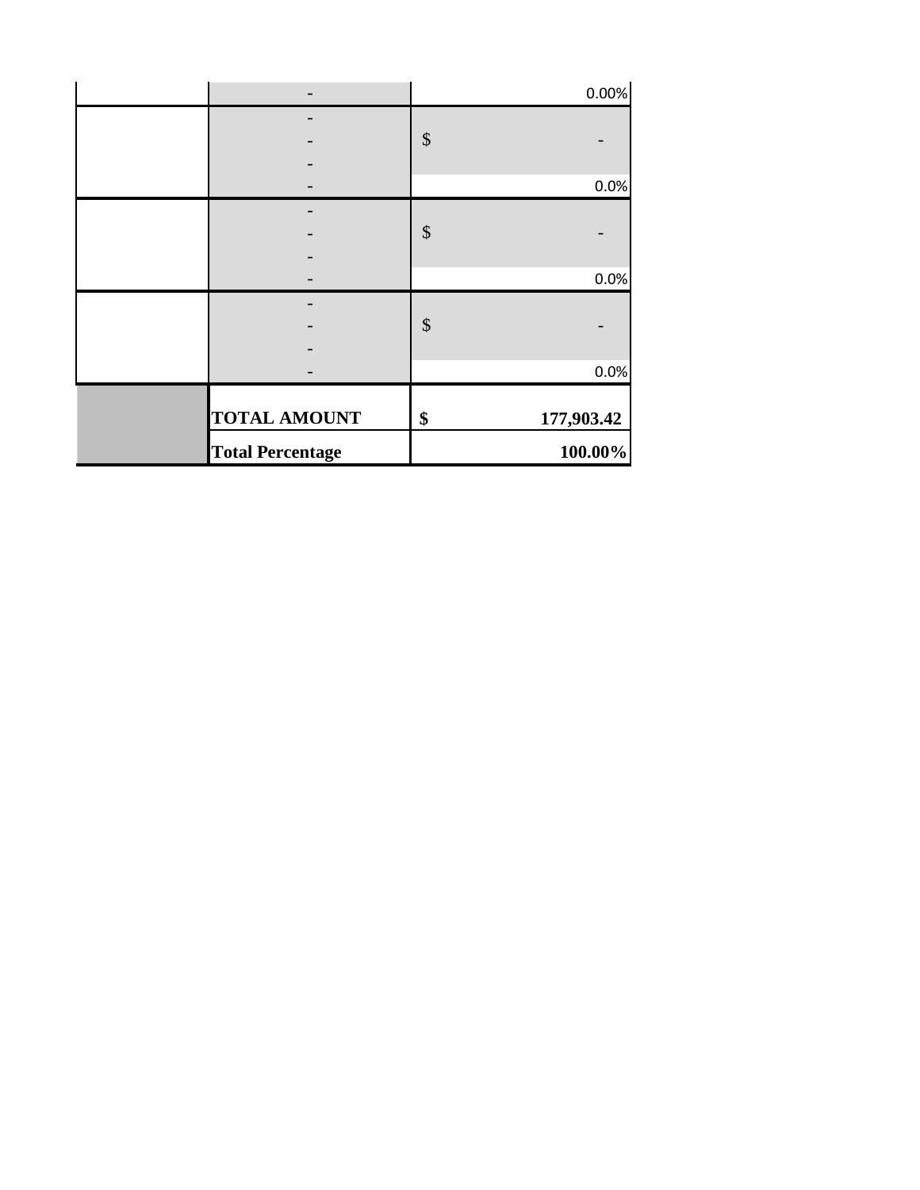| | | |
|---|---|---|
| | - | 0.00% |
| | -<br>-<br>-<br>- | $ -<br>0.0% |
| | -<br>-<br>-<br>- | $ -<br>0.0% |
| | -<br>-<br>-<br>- | $ -<br>0.0% |
| | **TOTAL AMOUNT** | **$ 177,903.42** |
| | **Total Percentage** | **100.00%** |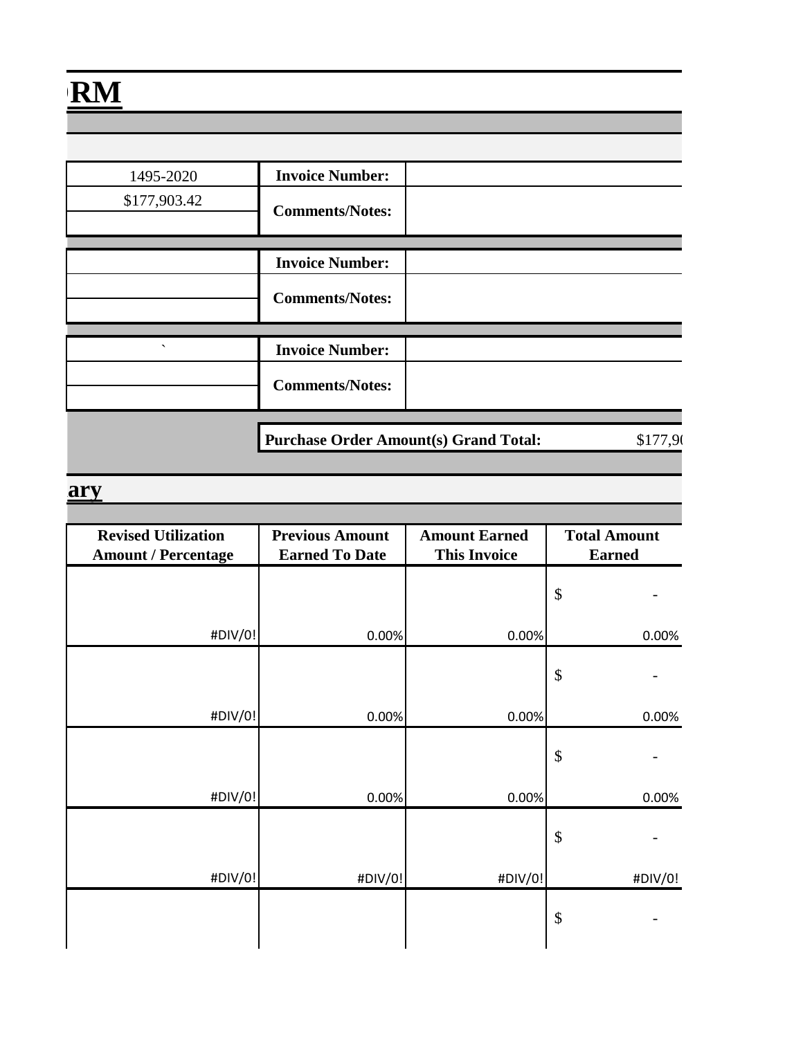# RM

| 1495-2020 | **Invoice Number:** | |
|---|---|---|
| $177,903.42 | **Comments/Notes:** | |
| | | |

| | **Invoice Number:** | |
|---|---|---|
| | **Comments/Notes:** | |
| | | |

| ` | **Invoice Number:** | |
|---|---|---|
| | **Comments/Notes:** | |
| | | |

**Purchase Order Amount(s) Grand Total:** $177,9

## ary

| Revised Utilization Amount / Percentage | Previous Amount Earned To Date | Amount Earned This Invoice | Total Amount Earned |
|---|---|---|---|
| | | | $ - |
| #DIV/0! | 0.00% | 0.00% | 0.00% |
| | | | $ - |
| #DIV/0! | 0.00% | 0.00% | 0.00% |
| | | | $ - |
| #DIV/0! | 0.00% | 0.00% | 0.00% |
| | | | $ - |
| #DIV/0! | #DIV/0! | #DIV/0! | #DIV/0! |
| | | | $ - |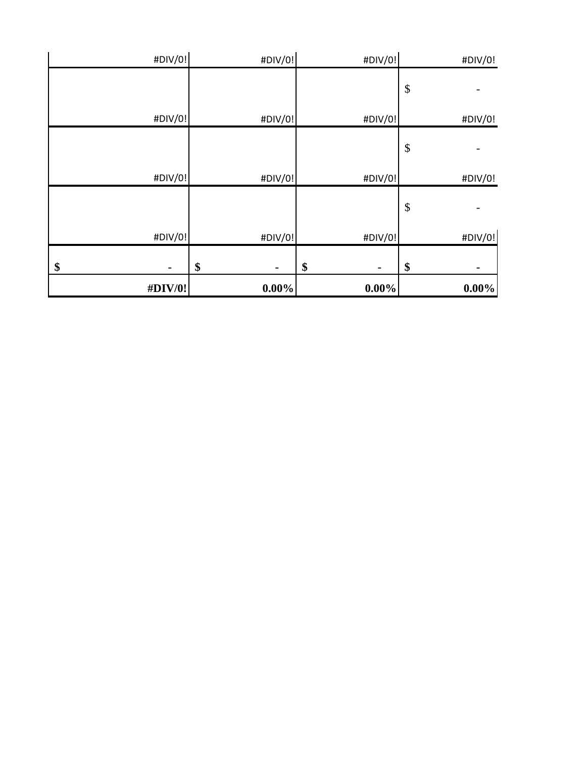| | | | |
|---|---|---|---|
| #DIV/0! | #DIV/0! | #DIV/0! | #DIV/0! |
| | | | $ - |
| #DIV/0! | #DIV/0! | #DIV/0! | #DIV/0! |
| | | | $ - |
| #DIV/0! | #DIV/0! | #DIV/0! | #DIV/0! |
| | | | $ - |
| #DIV/0! | #DIV/0! | #DIV/0! | #DIV/0! |
| **$ -** | **$ -** | **$ -** | **$ -** |
| **#DIV/0!** | **0.00%** | **0.00%** | **0.00%** |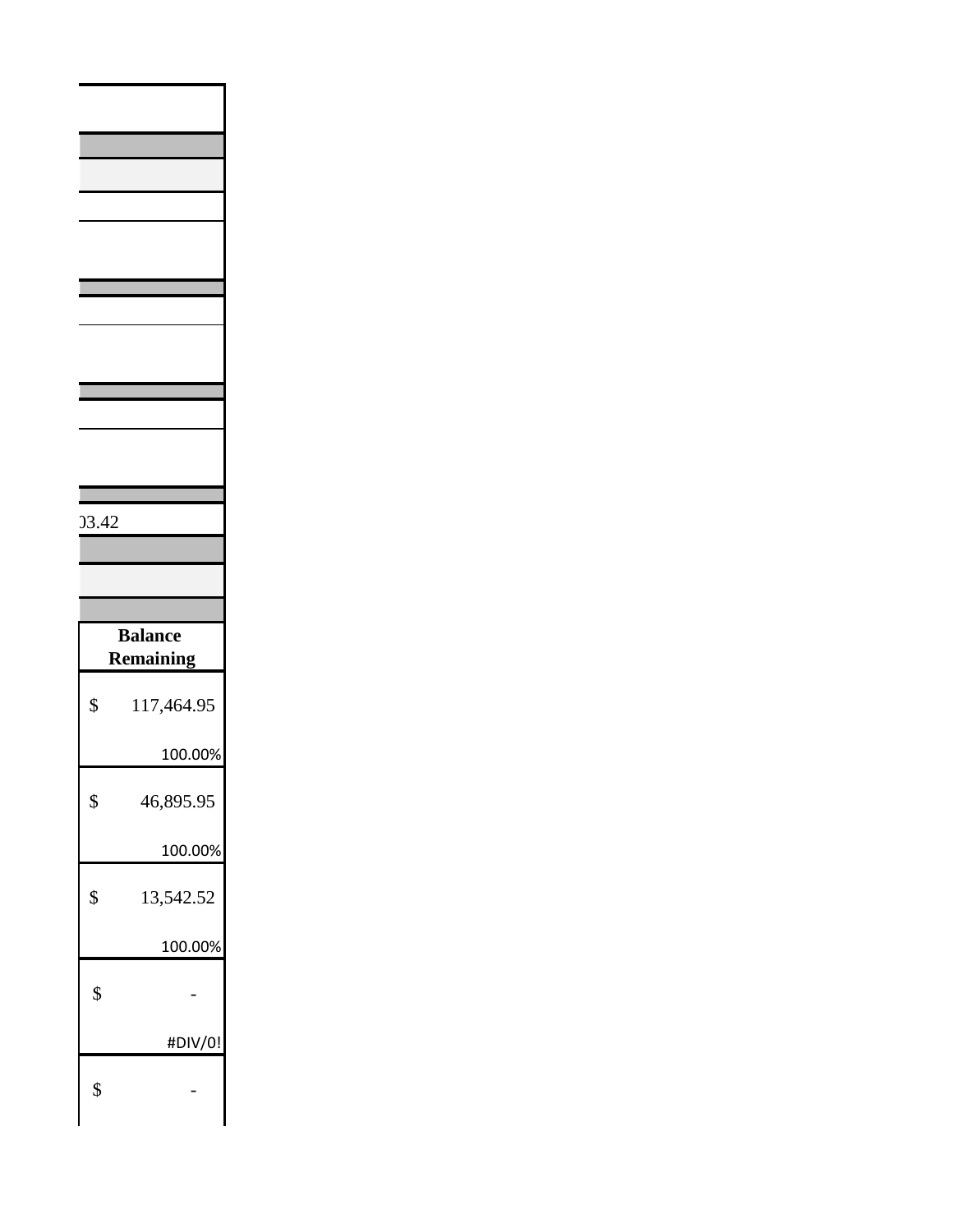)3.42

| Balance Remaining |
| --- |
| $ 117,464.95 |
| 100.00% |
| $ 46,895.95 |
| 100.00% |
| $ 13,542.52 |
| 100.00% |
| $ - |
| #DIV/0! |
| $ - |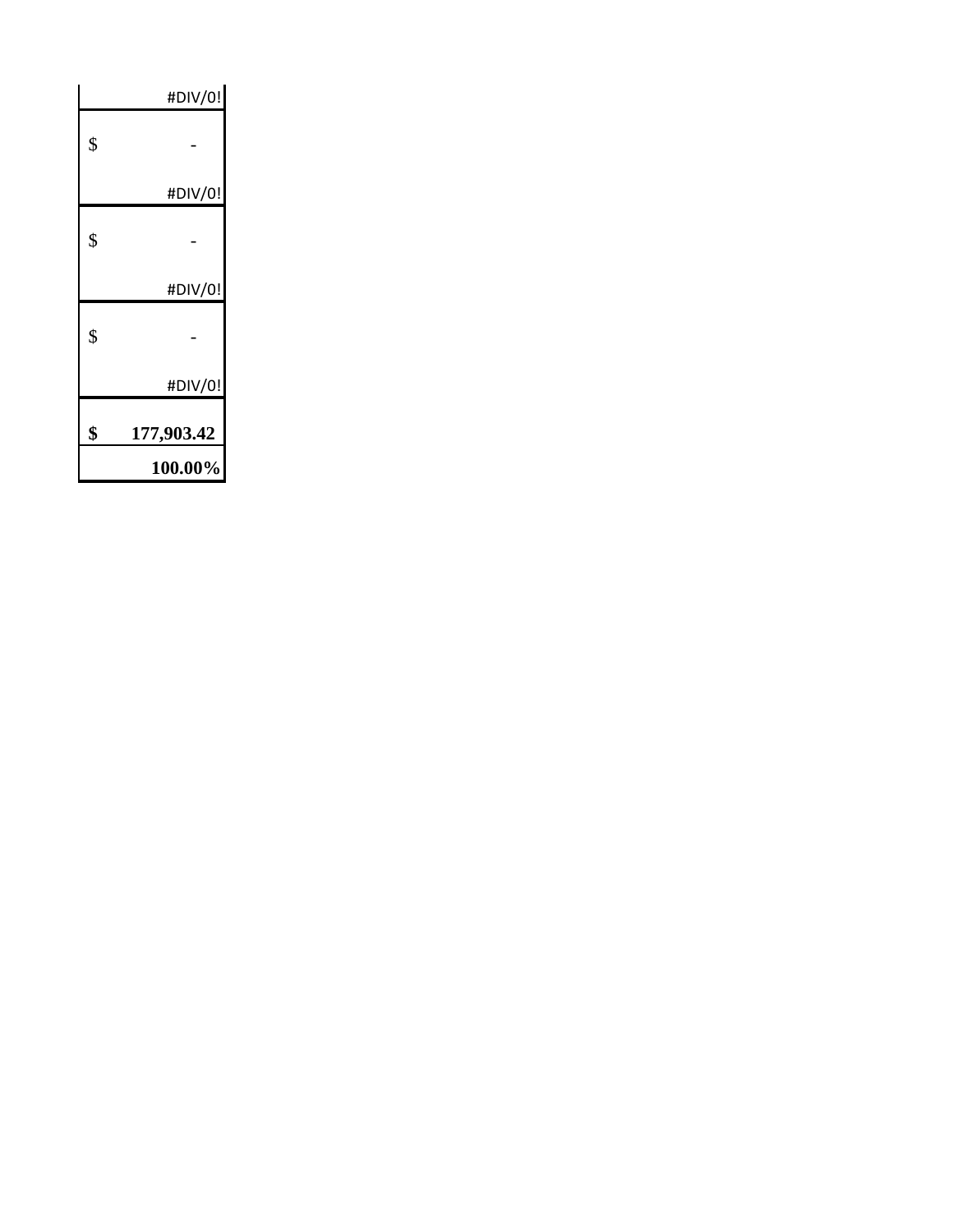| |
|---|
| #DIV/0! |
| $ - |
| #DIV/0! |
| $ - |
| #DIV/0! |
| $ - |
| #DIV/0! |
| **$ 177,903.42** |
| **100.00%** |